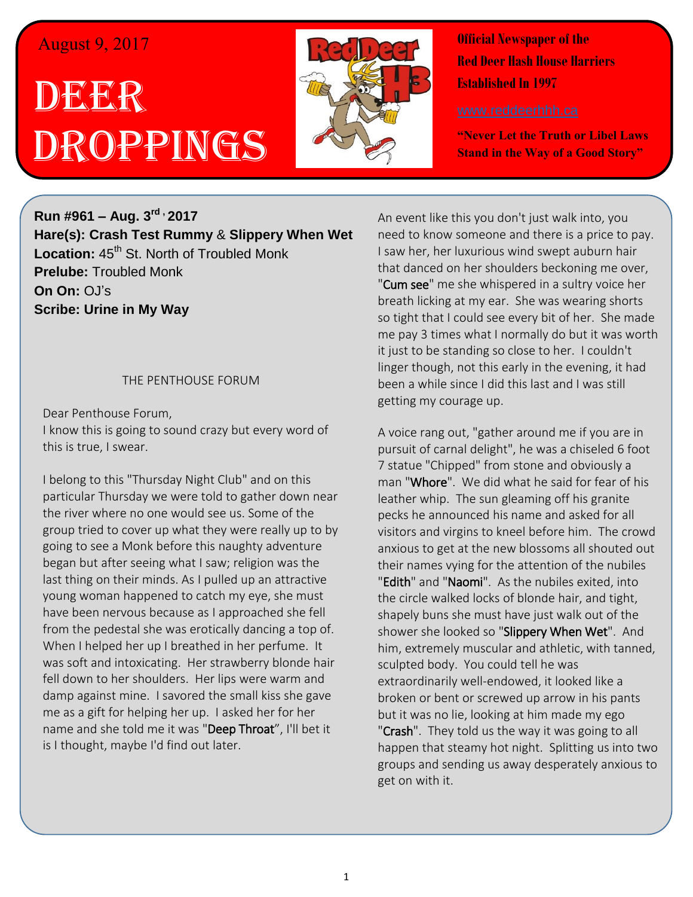August 9, 2017

# DEER DROPPINGS

**Official Newspaper of the Red Deer Hash House Harriers Established In 1997**

www.reddeerhhh.ca

**"Never Let the Truth or Libel Laws Stand in the Way of a Good Story"**

**Run #961 – Aug. 3rd, 2017**
**Hare(s): Crash Test Rummy** & **Slippery When Wet**
**Location:** 45th St. North of Troubled Monk
**Prelube:** Troubled Monk
**On On:** OJ's
**Scribe: Urine in My Way**

THE PENTHOUSE FORUM

Dear Penthouse Forum,
I know this is going to sound crazy but every word of this is true, I swear.

I belong to this "Thursday Night Club" and on this particular Thursday we were told to gather down near the river where no one would see us. Some of the group tried to cover up what they were really up to by going to see a Monk before this naughty adventure began but after seeing what I saw; religion was the last thing on their minds. As I pulled up an attractive young woman happened to catch my eye, she must have been nervous because as I approached she fell from the pedestal she was erotically dancing a top of. When I helped her up I breathed in her perfume. It was soft and intoxicating. Her strawberry blonde hair fell down to her shoulders. Her lips were warm and damp against mine. I savored the small kiss she gave me as a gift for helping her up. I asked her for her name and she told me it was "Deep Throat", I'll bet it is I thought, maybe I'd find out later.

An event like this you don't just walk into, you need to know someone and there is a price to pay. I saw her, her luxurious wind swept auburn hair that danced on her shoulders beckoning me over, "Cum see" me she whispered in a sultry voice her breath licking at my ear. She was wearing shorts so tight that I could see every bit of her. She made me pay 3 times what I normally do but it was worth it just to be standing so close to her. I couldn't linger though, not this early in the evening, it had been a while since I did this last and I was still getting my courage up.

A voice rang out, "gather around me if you are in pursuit of carnal delight", he was a chiseled 6 foot 7 statue "Chipped" from stone and obviously a man "Whore". We did what he said for fear of his leather whip. The sun gleaming off his granite pecks he announced his name and asked for all visitors and virgins to kneel before him. The crowd anxious to get at the new blossoms all shouted out their names vying for the attention of the nubiles "Edith" and "Naomi". As the nubiles exited, into the circle walked locks of blonde hair, and tight, shapely buns she must have just walk out of the shower she looked so "Slippery When Wet". And him, extremely muscular and athletic, with tanned, sculpted body. You could tell he was extraordinarily well-endowed, it looked like a broken or bent or screwed up arrow in his pants but it was no lie, looking at him made my ego "Crash". They told us the way it was going to all happen that steamy hot night. Splitting us into two groups and sending us away desperately anxious to get on with it.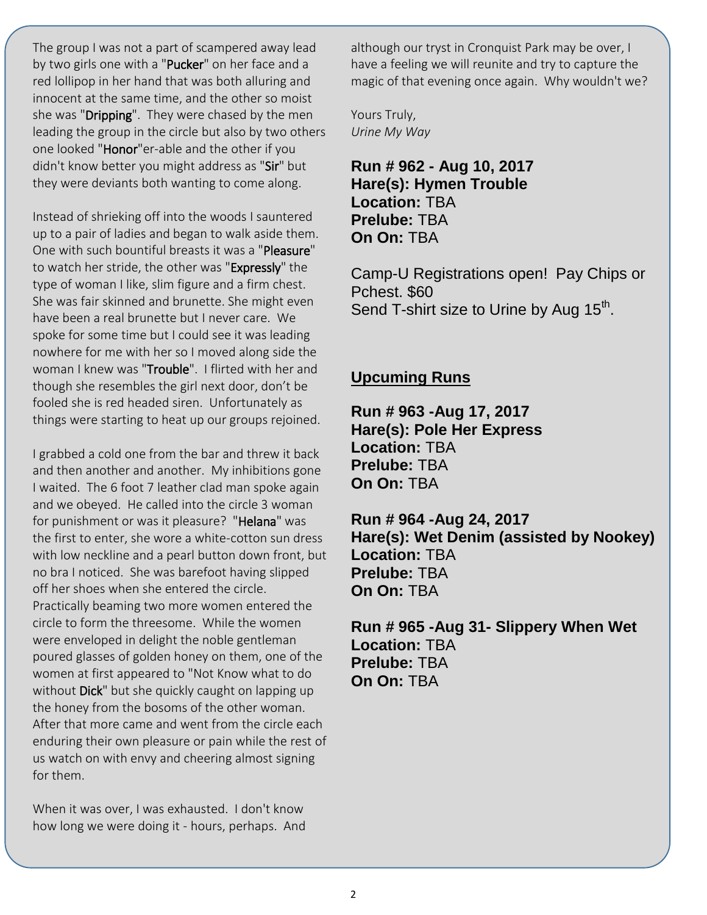The group I was not a part of scampered away lead by two girls one with a "Pucker" on her face and a red lollipop in her hand that was both alluring and innocent at the same time, and the other so moist she was "Dripping". They were chased by the men leading the group in the circle but also by two others one looked "Honor"er-able and the other if you didn't know better you might address as "Sir" but they were deviants both wanting to come along.

Instead of shrieking off into the woods I sauntered up to a pair of ladies and began to walk aside them. One with such bountiful breasts it was a "Pleasure" to watch her stride, the other was "Expressly" the type of woman I like, slim figure and a firm chest. She was fair skinned and brunette. She might even have been a real brunette but I never care. We spoke for some time but I could see it was leading nowhere for me with her so I moved along side the woman I knew was "Trouble". I flirted with her and though she resembles the girl next door, don't be fooled she is red headed siren. Unfortunately as things were starting to heat up our groups rejoined.

I grabbed a cold one from the bar and threw it back and then another and another. My inhibitions gone I waited. The 6 foot 7 leather clad man spoke again and we obeyed. He called into the circle 3 woman for punishment or was it pleasure? "Helana" was the first to enter, she wore a white-cotton sun dress with low neckline and a pearl button down front, but no bra I noticed. She was barefoot having slipped off her shoes when she entered the circle. Practically beaming two more women entered the circle to form the threesome. While the women were enveloped in delight the noble gentleman poured glasses of golden honey on them, one of the women at first appeared to "Not Know what to do without Dick" but she quickly caught on lapping up the honey from the bosoms of the other woman. After that more came and went from the circle each enduring their own pleasure or pain while the rest of us watch on with envy and cheering almost signing for them.

When it was over, I was exhausted. I don't know how long we were doing it - hours, perhaps. And although our tryst in Cronquist Park may be over, I have a feeling we will reunite and try to capture the magic of that evening once again. Why wouldn't we?

Yours Truly,
*Urine My Way*

**Run # 962 - Aug 10, 2017**
**Hare(s): Hymen Trouble**
**Location:** TBA
**Prelube:** TBA
**On On:** TBA

Camp-U Registrations open! Pay Chips or Pchest. $60
Send T-shirt size to Urine by Aug 15th.

## Upcuming Runs

**Run # 963 -Aug 17, 2017**
**Hare(s): Pole Her Express**
**Location:** TBA
**Prelube:** TBA
**On On:** TBA

**Run # 964 -Aug 24, 2017**
**Hare(s): Wet Denim (assisted by Nookey)**
**Location:** TBA
**Prelube:** TBA
**On On:** TBA

**Run # 965 -Aug 31- Slippery When Wet**
**Location:** TBA
**Prelube:** TBA
**On On:** TBA